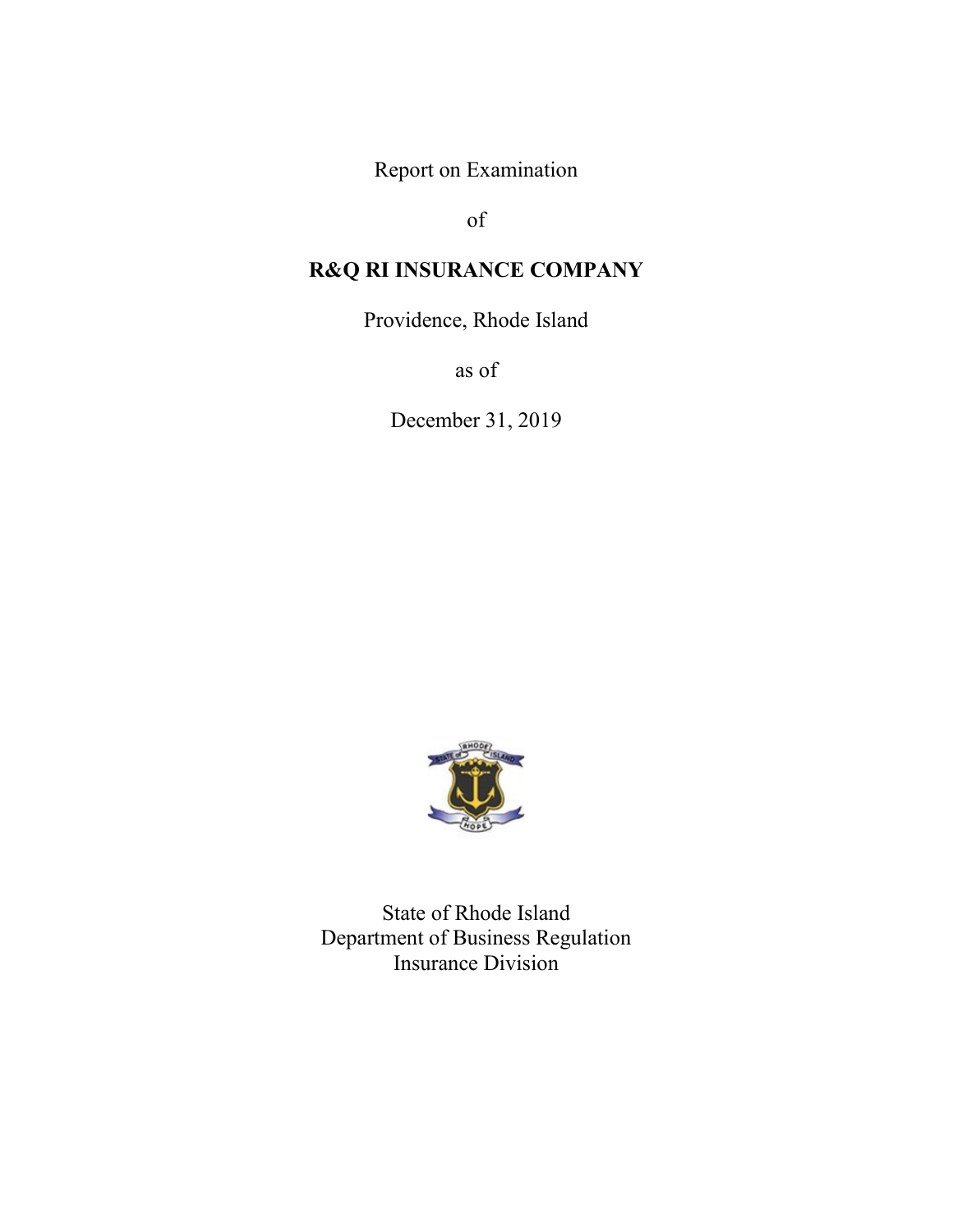Report on Examination

of

**R&Q RI INSURANCE COMPANY**

Providence, Rhode Island

as of

December 31, 2019

State of Rhode Island
Department of Business Regulation
Insurance Division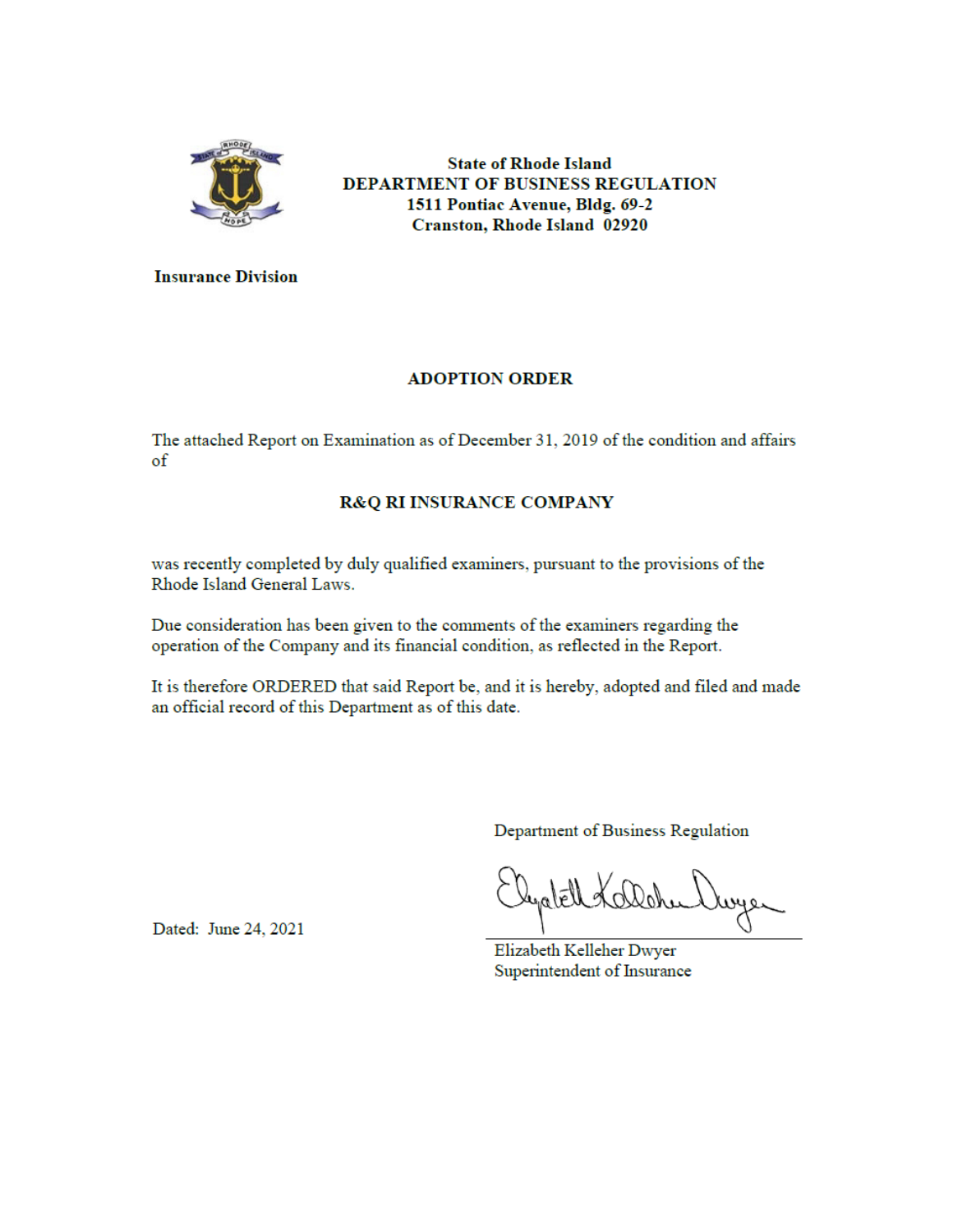**State of Rhode Island**
**DEPARTMENT OF BUSINESS REGULATION**
**1511 Pontiac Avenue, Bldg. 69-2**
**Cranston, Rhode Island 02920**

**Insurance Division**

# ADOPTION ORDER

The attached Report on Examination as of December 31, 2019 of the condition and affairs of

**R&Q RI INSURANCE COMPANY**

was recently completed by duly qualified examiners, pursuant to the provisions of the Rhode Island General Laws.

Due consideration has been given to the comments of the examiners regarding the operation of the Company and its financial condition, as reflected in the Report.

It is therefore ORDERED that said Report be, and it is hereby, adopted and filed and made an official record of this Department as of this date.

Department of Business Regulation

Elizabeth Kelleher Dwyer
Superintendent of Insurance

Dated: June 24, 2021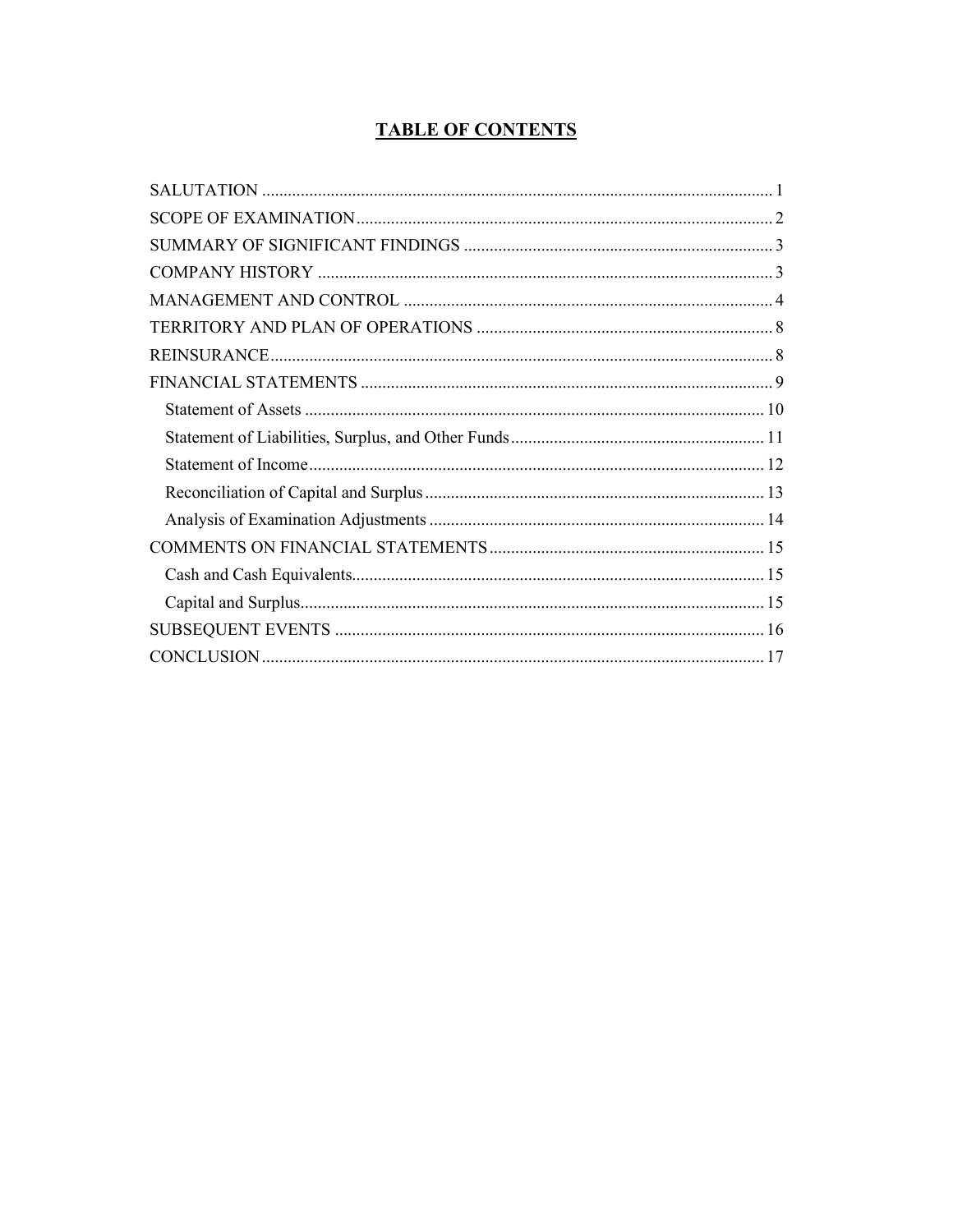# TABLE OF CONTENTS

SALUTATION .......... 1
SCOPE OF EXAMINATION .......... 2
SUMMARY OF SIGNIFICANT FINDINGS .......... 3
COMPANY HISTORY .......... 3
MANAGEMENT AND CONTROL .......... 4
TERRITORY AND PLAN OF OPERATIONS .......... 8
REINSURANCE .......... 8
FINANCIAL STATEMENTS .......... 9
- Statement of Assets .......... 10
- Statement of Liabilities, Surplus, and Other Funds .......... 11
- Statement of Income .......... 12
- Reconciliation of Capital and Surplus .......... 13
- Analysis of Examination Adjustments .......... 14

COMMENTS ON FINANCIAL STATEMENTS .......... 15
- Cash and Cash Equivalents .......... 15
- Capital and Surplus .......... 15

SUBSEQUENT EVENTS .......... 16
CONCLUSION .......... 17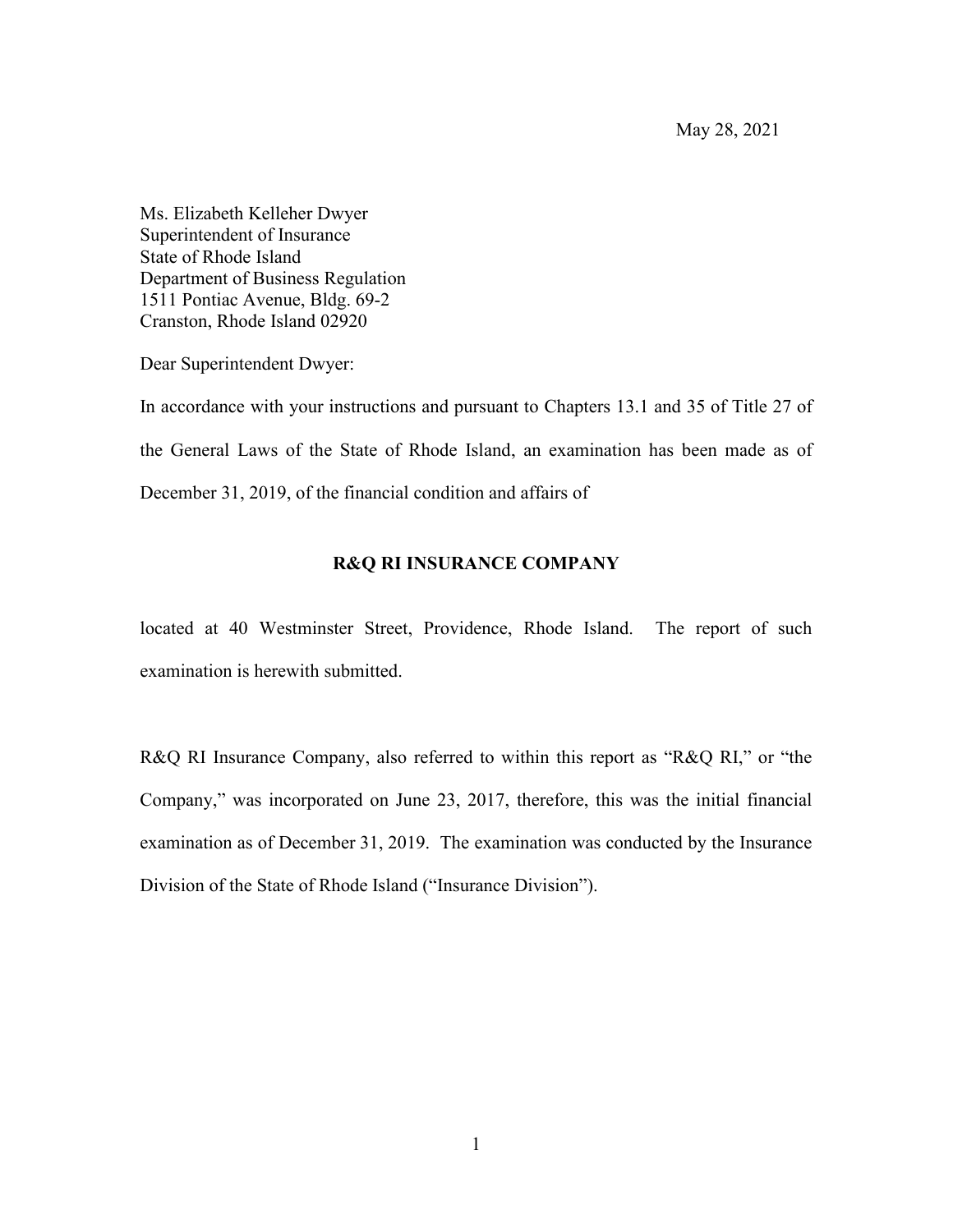May 28, 2021

Ms. Elizabeth Kelleher Dwyer
Superintendent of Insurance
State of Rhode Island
Department of Business Regulation
1511 Pontiac Avenue, Bldg. 69-2
Cranston, Rhode Island 02920

Dear Superintendent Dwyer:

In accordance with your instructions and pursuant to Chapters 13.1 and 35 of Title 27 of the General Laws of the State of Rhode Island, an examination has been made as of December 31, 2019, of the financial condition and affairs of

**R&Q RI INSURANCE COMPANY**

located at 40 Westminster Street, Providence, Rhode Island. The report of such examination is herewith submitted.

R&Q RI Insurance Company, also referred to within this report as "R&Q RI," or "the Company," was incorporated on June 23, 2017, therefore, this was the initial financial examination as of December 31, 2019. The examination was conducted by the Insurance Division of the State of Rhode Island ("Insurance Division").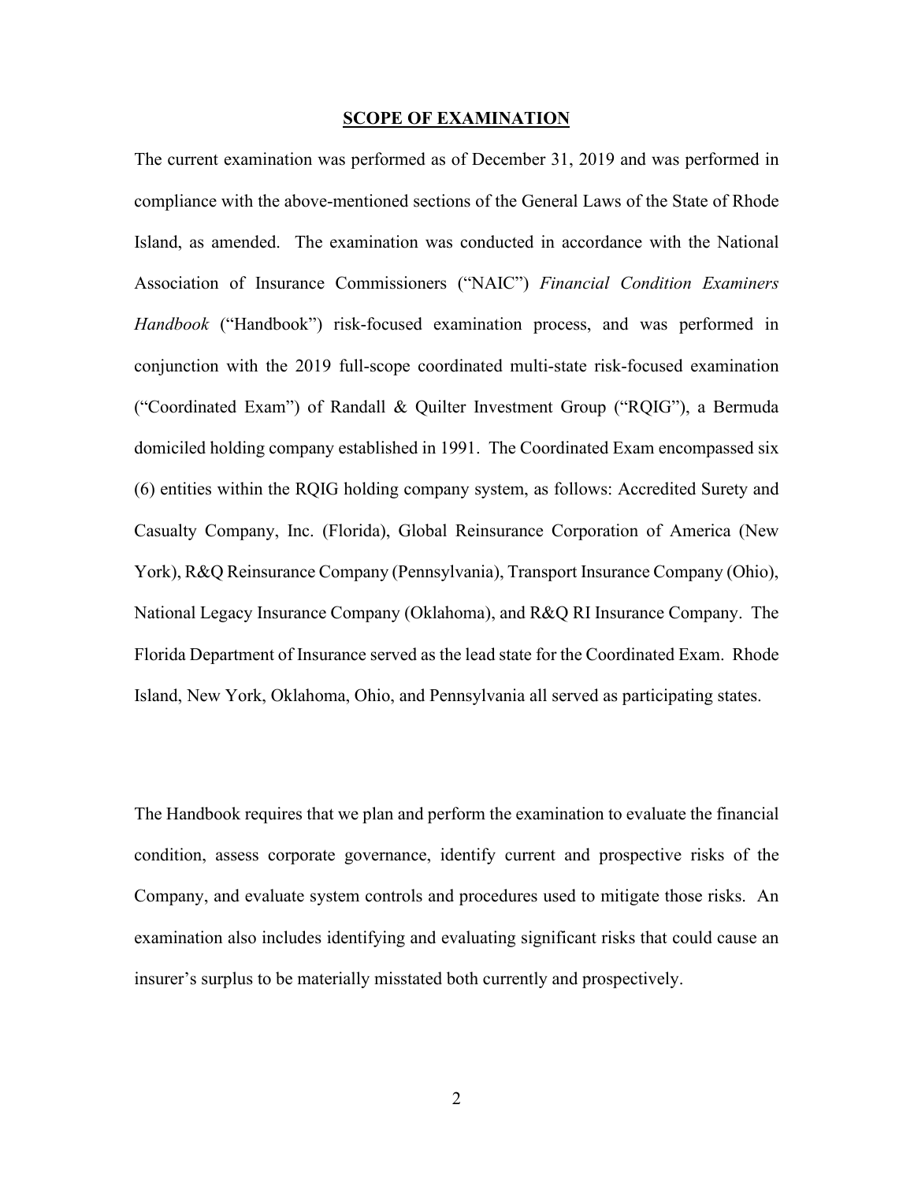## SCOPE OF EXAMINATION

The current examination was performed as of December 31, 2019 and was performed in compliance with the above-mentioned sections of the General Laws of the State of Rhode Island, as amended. The examination was conducted in accordance with the National Association of Insurance Commissioners ("NAIC") *Financial Condition Examiners Handbook* ("Handbook") risk-focused examination process, and was performed in conjunction with the 2019 full-scope coordinated multi-state risk-focused examination ("Coordinated Exam") of Randall & Quilter Investment Group ("RQIG"), a Bermuda domiciled holding company established in 1991. The Coordinated Exam encompassed six (6) entities within the RQIG holding company system, as follows: Accredited Surety and Casualty Company, Inc. (Florida), Global Reinsurance Corporation of America (New York), R&Q Reinsurance Company (Pennsylvania), Transport Insurance Company (Ohio), National Legacy Insurance Company (Oklahoma), and R&Q RI Insurance Company. The Florida Department of Insurance served as the lead state for the Coordinated Exam. Rhode Island, New York, Oklahoma, Ohio, and Pennsylvania all served as participating states.

The Handbook requires that we plan and perform the examination to evaluate the financial condition, assess corporate governance, identify current and prospective risks of the Company, and evaluate system controls and procedures used to mitigate those risks. An examination also includes identifying and evaluating significant risks that could cause an insurer's surplus to be materially misstated both currently and prospectively.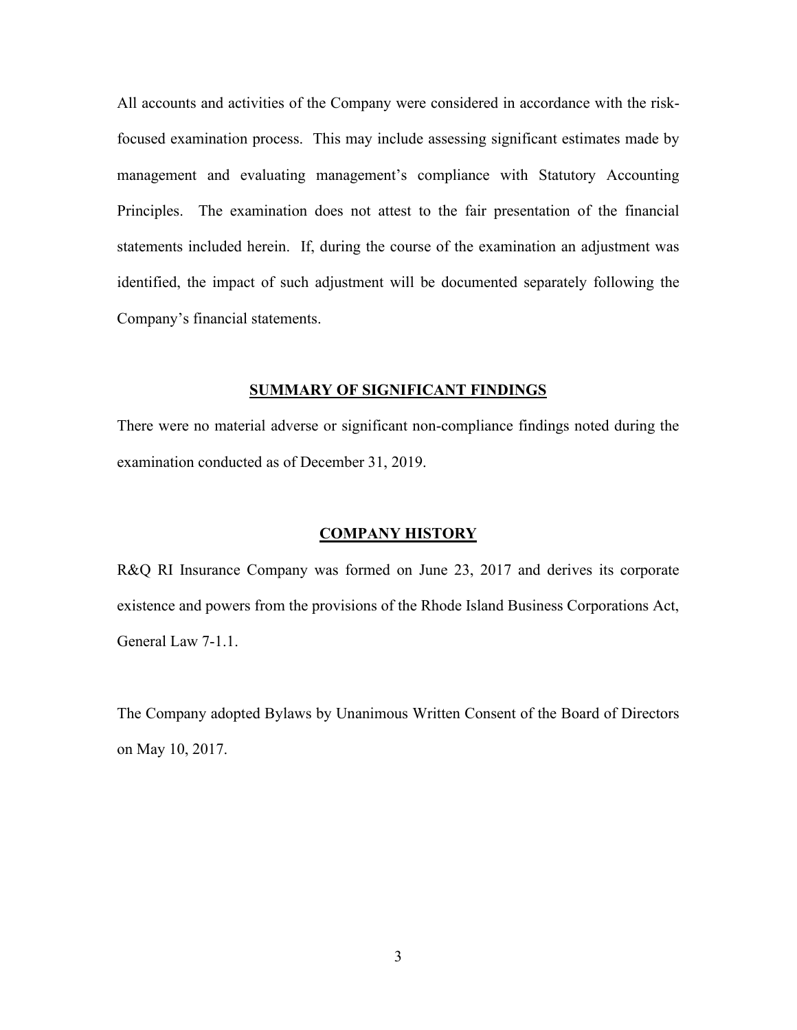All accounts and activities of the Company were considered in accordance with the risk-focused examination process. This may include assessing significant estimates made by management and evaluating management's compliance with Statutory Accounting Principles. The examination does not attest to the fair presentation of the financial statements included herein. If, during the course of the examination an adjustment was identified, the impact of such adjustment will be documented separately following the Company's financial statements.

## SUMMARY OF SIGNIFICANT FINDINGS

There were no material adverse or significant non-compliance findings noted during the examination conducted as of December 31, 2019.

## COMPANY HISTORY

R&Q RI Insurance Company was formed on June 23, 2017 and derives its corporate existence and powers from the provisions of the Rhode Island Business Corporations Act, General Law 7-1.1.

The Company adopted Bylaws by Unanimous Written Consent of the Board of Directors on May 10, 2017.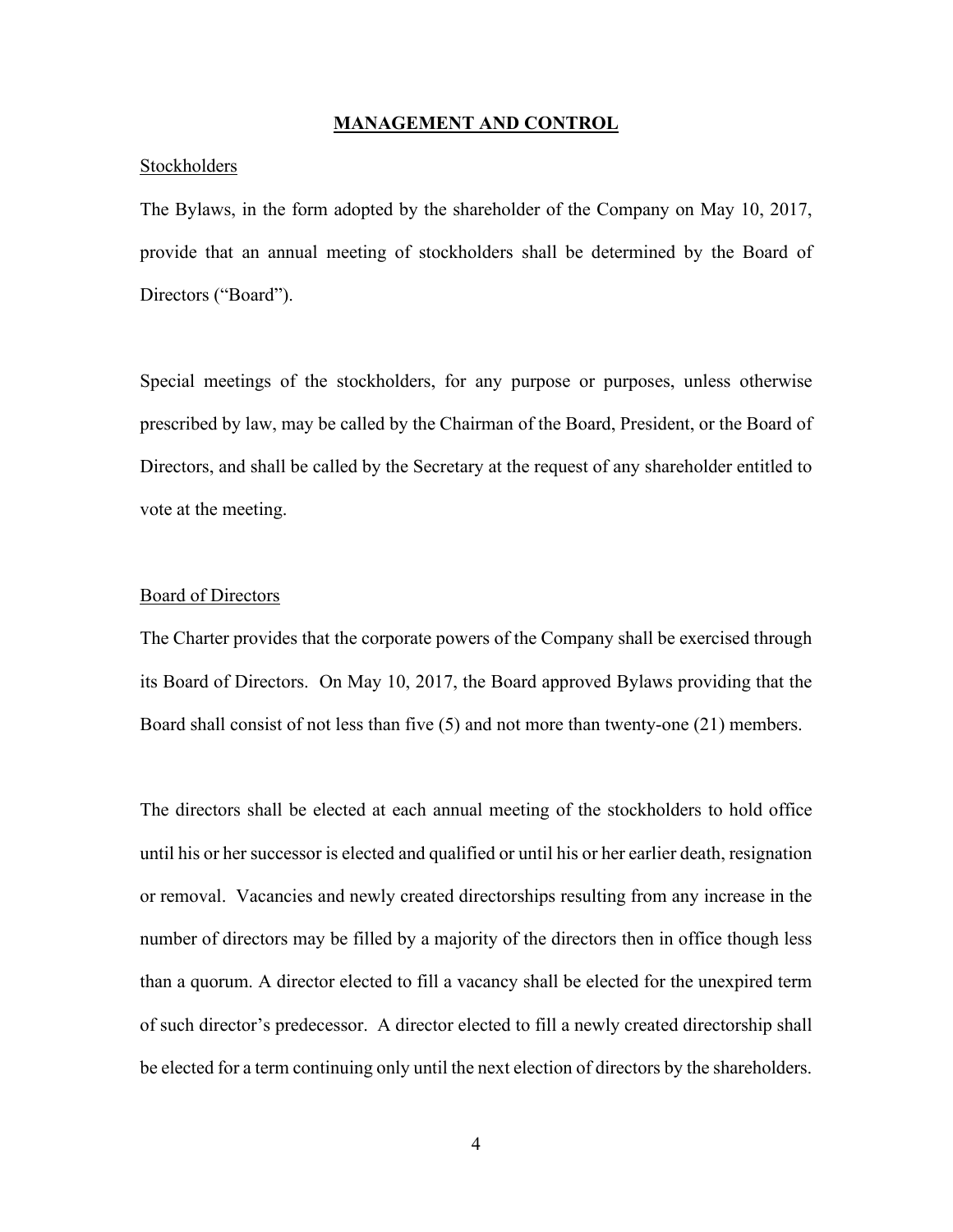## MANAGEMENT AND CONTROL

Stockholders

The Bylaws, in the form adopted by the shareholder of the Company on May 10, 2017, provide that an annual meeting of stockholders shall be determined by the Board of Directors ("Board").

Special meetings of the stockholders, for any purpose or purposes, unless otherwise prescribed by law, may be called by the Chairman of the Board, President, or the Board of Directors, and shall be called by the Secretary at the request of any shareholder entitled to vote at the meeting.

Board of Directors

The Charter provides that the corporate powers of the Company shall be exercised through its Board of Directors. On May 10, 2017, the Board approved Bylaws providing that the Board shall consist of not less than five (5) and not more than twenty-one (21) members.

The directors shall be elected at each annual meeting of the stockholders to hold office until his or her successor is elected and qualified or until his or her earlier death, resignation or removal. Vacancies and newly created directorships resulting from any increase in the number of directors may be filled by a majority of the directors then in office though less than a quorum. A director elected to fill a vacancy shall be elected for the unexpired term of such director's predecessor. A director elected to fill a newly created directorship shall be elected for a term continuing only until the next election of directors by the shareholders.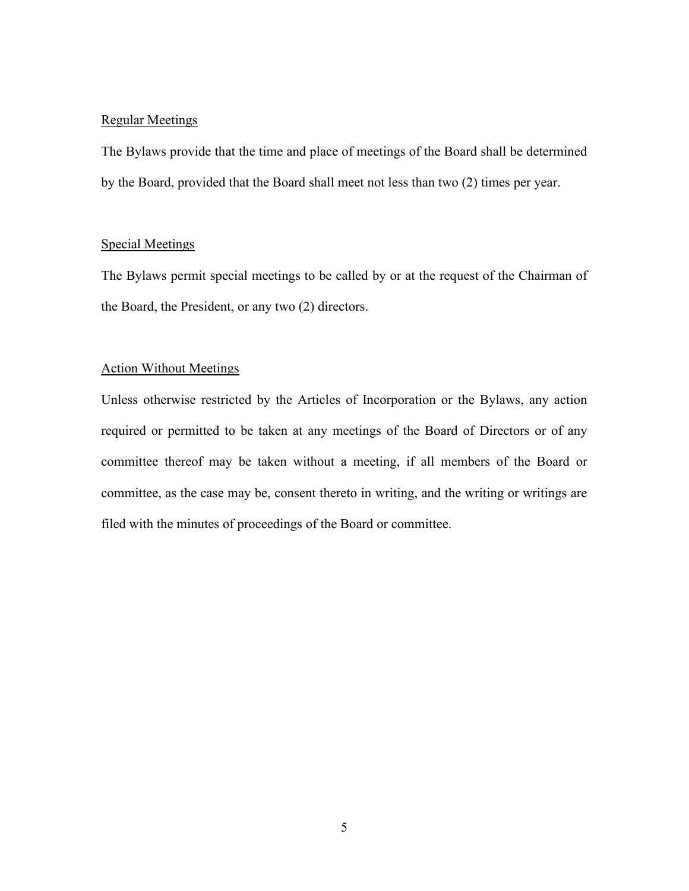Regular Meetings

The Bylaws provide that the time and place of meetings of the Board shall be determined by the Board, provided that the Board shall meet not less than two (2) times per year.

Special Meetings

The Bylaws permit special meetings to be called by or at the request of the Chairman of the Board, the President, or any two (2) directors.

Action Without Meetings

Unless otherwise restricted by the Articles of Incorporation or the Bylaws, any action required or permitted to be taken at any meetings of the Board of Directors or of any committee thereof may be taken without a meeting, if all members of the Board or committee, as the case may be, consent thereto in writing, and the writing or writings are filed with the minutes of proceedings of the Board or committee.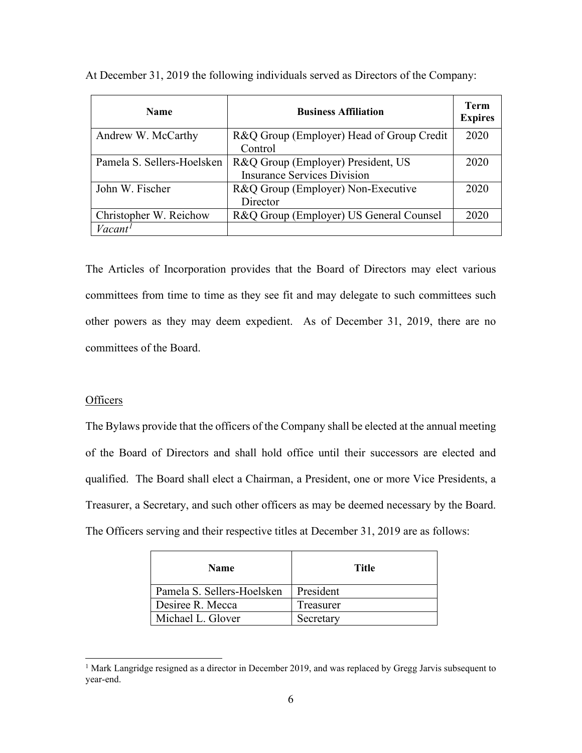At December 31, 2019 the following individuals served as Directors of the Company:

| Name | Business Affiliation | Term Expires |
|---|---|---|
| Andrew W. McCarthy | R&Q Group (Employer) Head of Group Credit Control | 2020 |
| Pamela S. Sellers-Hoelsken | R&Q Group (Employer) President, US Insurance Services Division | 2020 |
| John W. Fischer | R&Q Group (Employer) Non-Executive Director | 2020 |
| Christopher W. Reichow | R&Q Group (Employer) US General Counsel | 2020 |
| *Vacant*[1] | | |

The Articles of Incorporation provides that the Board of Directors may elect various committees from time to time as they see fit and may delegate to such committees such other powers as they may deem expedient. As of December 31, 2019, there are no committees of the Board.

Officers

The Bylaws provide that the officers of the Company shall be elected at the annual meeting of the Board of Directors and shall hold office until their successors are elected and qualified. The Board shall elect a Chairman, a President, one or more Vice Presidents, a Treasurer, a Secretary, and such other officers as may be deemed necessary by the Board. The Officers serving and their respective titles at December 31, 2019 are as follows:

| Name | Title |
|---|---|
| Pamela S. Sellers-Hoelsken | President |
| Desiree R. Mecca | Treasurer |
| Michael L. Glover | Secretary |

[1] Mark Langridge resigned as a director in December 2019, and was replaced by Gregg Jarvis subsequent to year-end.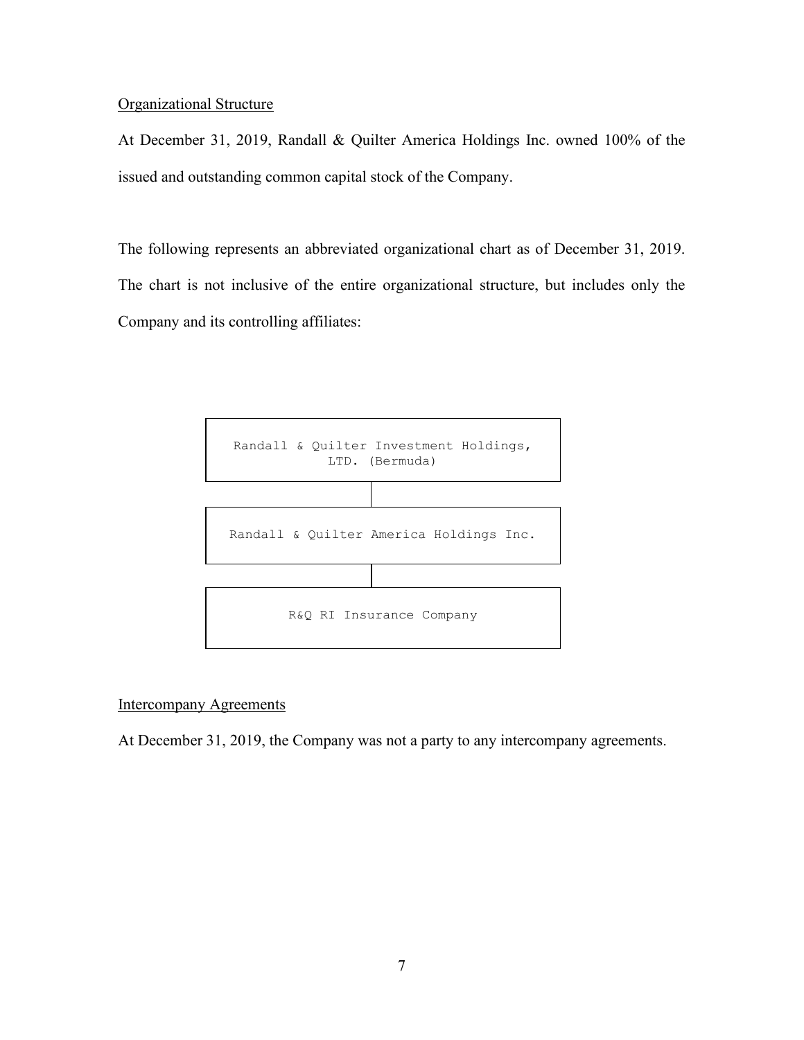## Organizational Structure

At December 31, 2019, Randall & Quilter America Holdings Inc. owned 100% of the issued and outstanding common capital stock of the Company.

The following represents an abbreviated organizational chart as of December 31, 2019. The chart is not inclusive of the entire organizational structure, but includes only the Company and its controlling affiliates:

```
Randall & Quilter Investment Holdings, LTD. (Bermuda)
                    |
Randall & Quilter America Holdings Inc.
                    |
        R&Q RI Insurance Company
```

## Intercompany Agreements

At December 31, 2019, the Company was not a party to any intercompany agreements.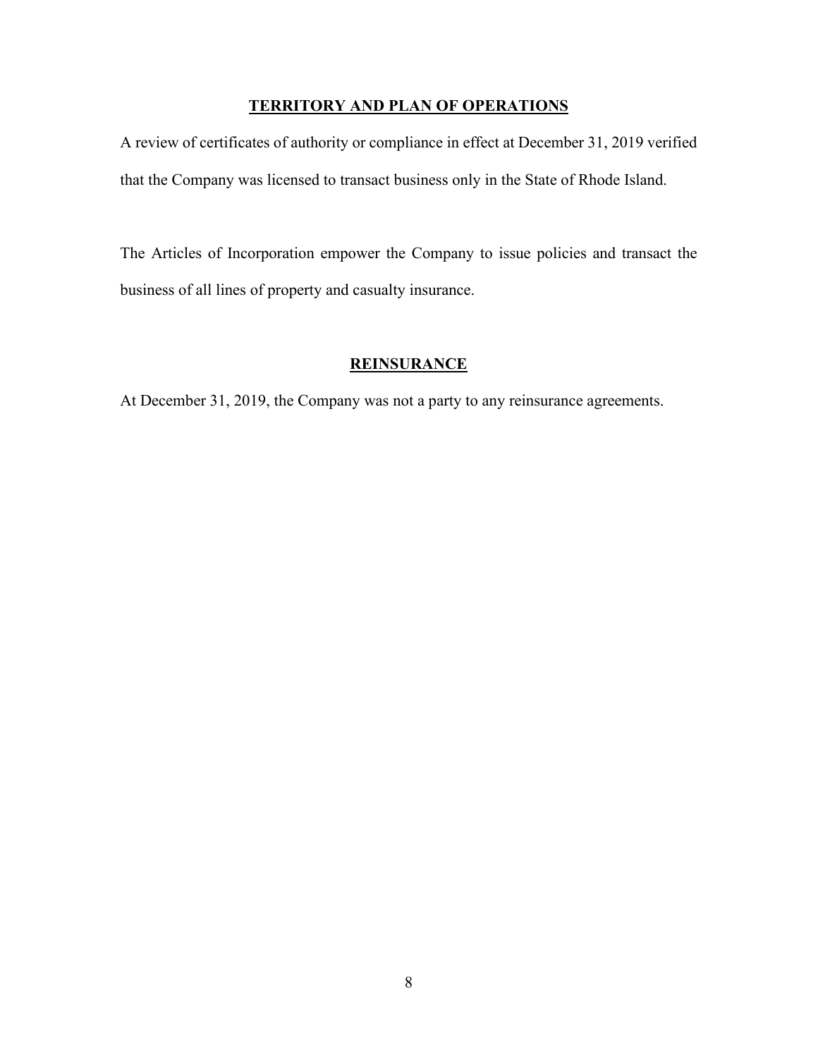## TERRITORY AND PLAN OF OPERATIONS

A review of certificates of authority or compliance in effect at December 31, 2019 verified that the Company was licensed to transact business only in the State of Rhode Island.

The Articles of Incorporation empower the Company to issue policies and transact the business of all lines of property and casualty insurance.

## REINSURANCE

At December 31, 2019, the Company was not a party to any reinsurance agreements.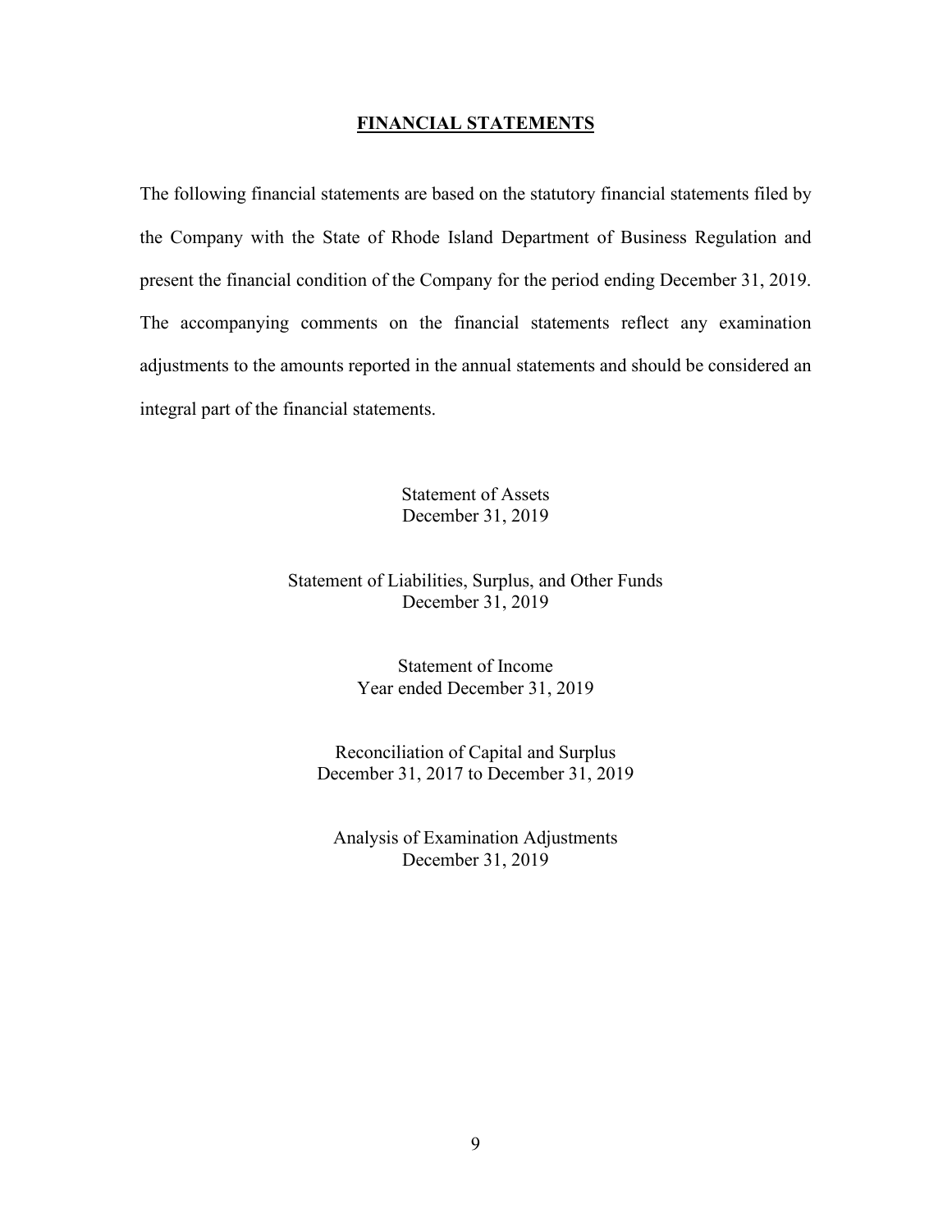## FINANCIAL STATEMENTS

The following financial statements are based on the statutory financial statements filed by the Company with the State of Rhode Island Department of Business Regulation and present the financial condition of the Company for the period ending December 31, 2019. The accompanying comments on the financial statements reflect any examination adjustments to the amounts reported in the annual statements and should be considered an integral part of the financial statements.

Statement of Assets
December 31, 2019

Statement of Liabilities, Surplus, and Other Funds
December 31, 2019

Statement of Income
Year ended December 31, 2019

Reconciliation of Capital and Surplus
December 31, 2017 to December 31, 2019

Analysis of Examination Adjustments
December 31, 2019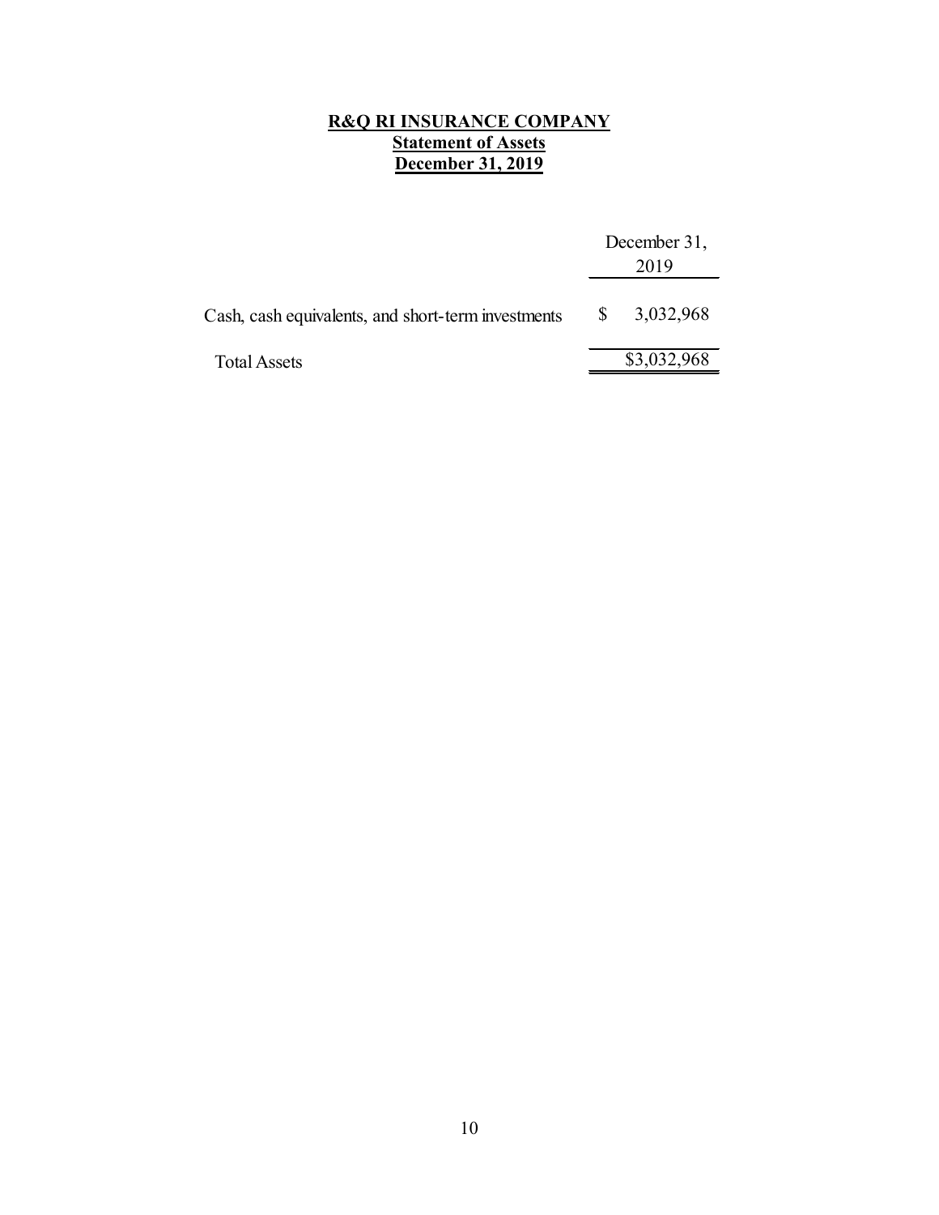**R&Q RI INSURANCE COMPANY**
**Statement of Assets**
**December 31, 2019**

| | December 31, 2019 |
|---|---|
| Cash, cash equivalents, and short-term investments | $ 3,032,968 |
| Total Assets | $3,032,968 |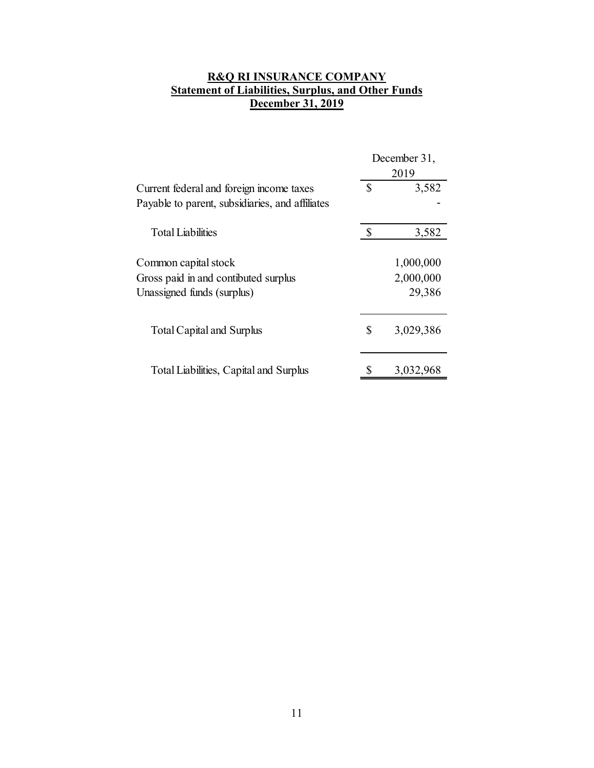**R&Q RI INSURANCE COMPANY**
**Statement of Liabilities, Surplus, and Other Funds**
**December 31, 2019**

| | December 31, 2019 |
|---|---|
| Current federal and foreign income taxes | $ 3,582 |
| Payable to parent, subsidiaries, and affiliates | - |
| Total Liabilities | $ 3,582 |
| Common capital stock | 1,000,000 |
| Gross paid in and contibuted surplus | 2,000,000 |
| Unassigned funds (surplus) | 29,386 |
| Total Capital and Surplus | $ 3,029,386 |
| Total Liabilities, Capital and Surplus | $ 3,032,968 |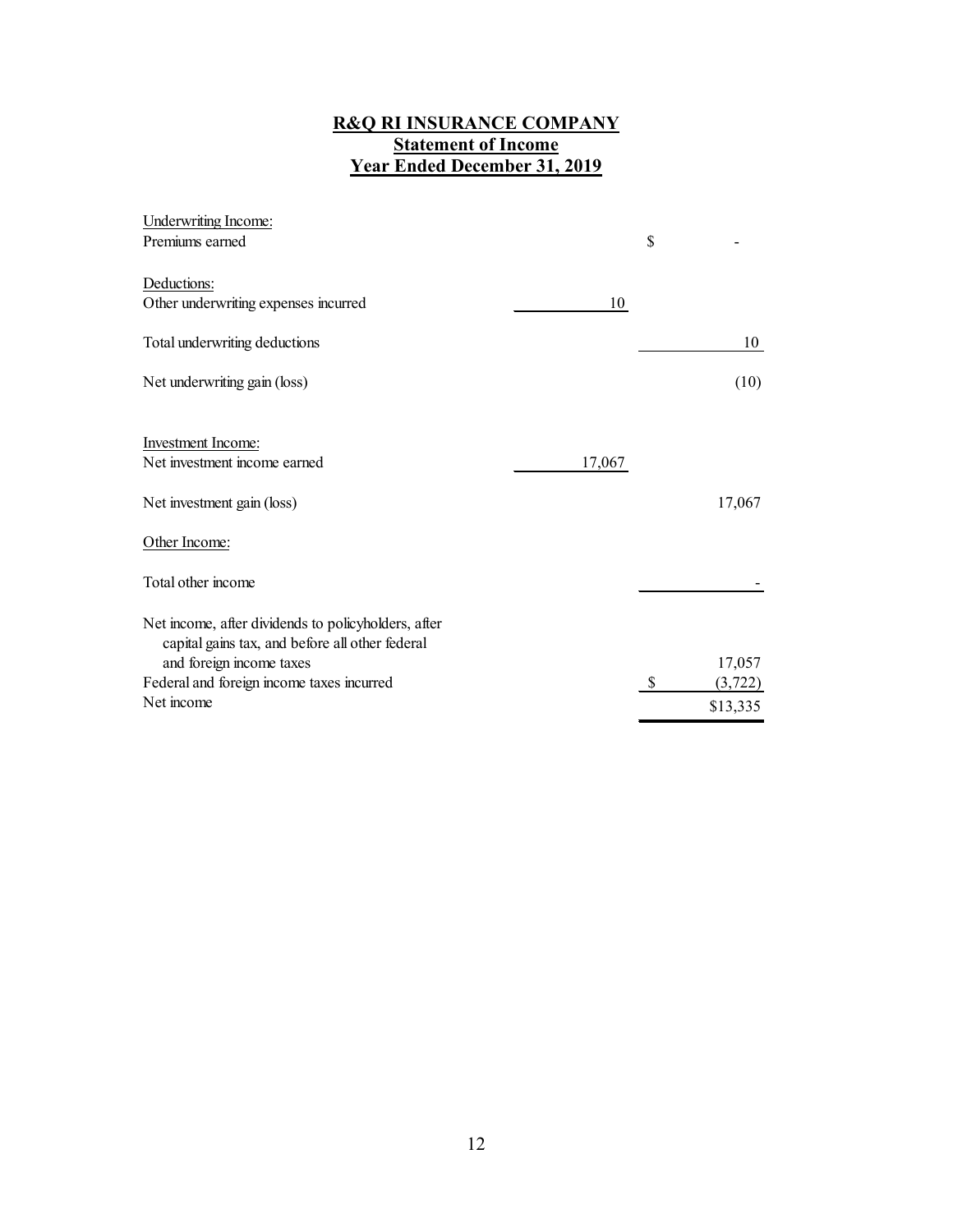**R&Q RI INSURANCE COMPANY**
**Statement of Income**
**Year Ended December 31, 2019**

| | | |
|---|---|---|
| Underwriting Income: | | |
| Premiums earned | | $ - |
| | | |
| Deductions: | | |
| Other underwriting expenses incurred | 10 | |
| | | |
| Total underwriting deductions | | 10 |
| | | |
| Net underwriting gain (loss) | | (10) |
| | | |
| Investment Income: | | |
| Net investment income earned | 17,067 | |
| | | |
| Net investment gain (loss) | | 17,067 |
| | | |
| Other Income: | | |
| | | |
| Total other income | | - |
| | | |
| Net income, after dividends to policyholders, after capital gains tax, and before all other federal and foreign income taxes | | 17,057 |
| Federal and foreign income taxes incurred | | $ (3,722) |
| Net income | | $13,335 |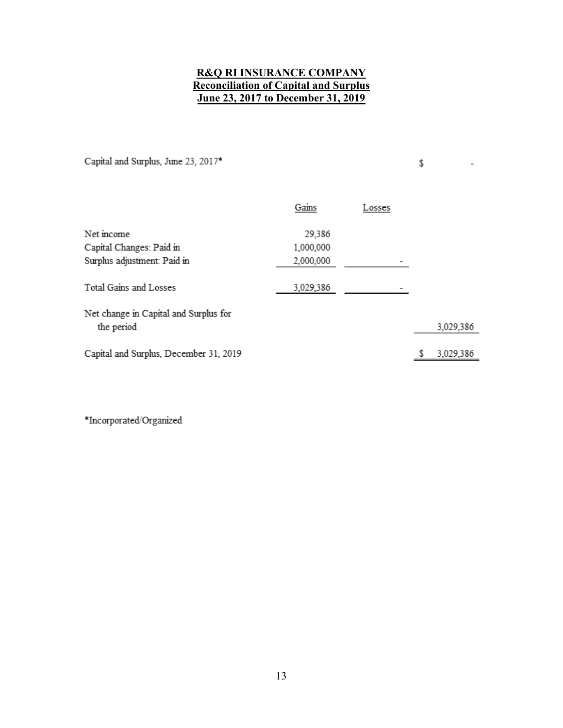**R&Q RI INSURANCE COMPANY**
**Reconciliation of Capital and Surplus**
**June 23, 2017 to December 31, 2019**

| | Gains | Losses | |
|---|---|---|---|
| Capital and Surplus, June 23, 2017* | | | $ - |
| Net income | 29,386 | | |
| Capital Changes: Paid in | 1,000,000 | | |
| Surplus adjustment: Paid in | 2,000,000 | - | |
| Total Gains and Losses | 3,029,386 | - | |
| Net change in Capital and Surplus for the period | | | 3,029,386 |
| Capital and Surplus, December 31, 2019 | | | $ 3,029,386 |

*Incorporated/Organized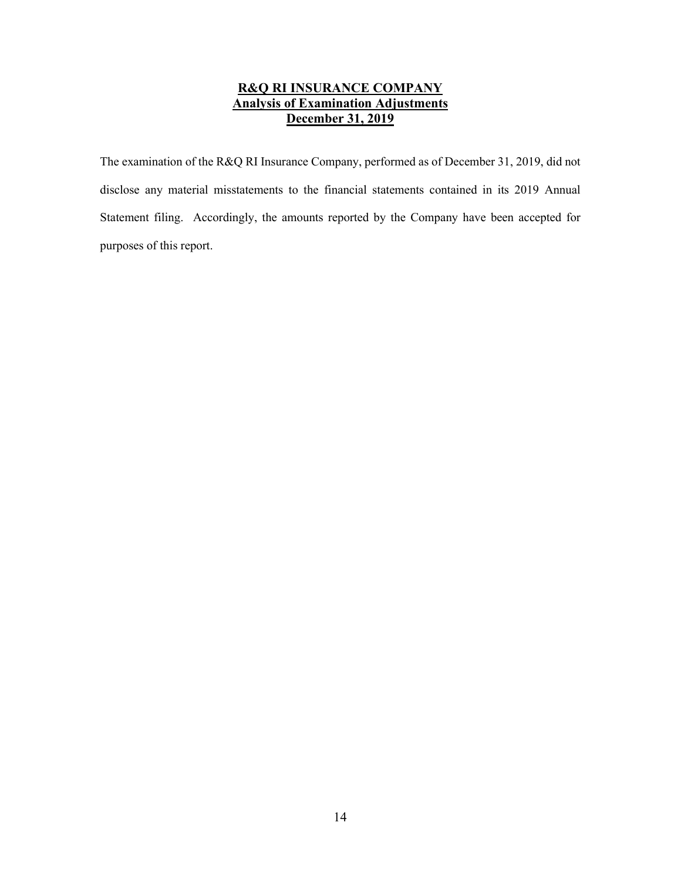# **R&Q RI INSURANCE COMPANY**
## **Analysis of Examination Adjustments**
## **December 31, 2019**

The examination of the R&Q RI Insurance Company, performed as of December 31, 2019, did not disclose any material misstatements to the financial statements contained in its 2019 Annual Statement filing. Accordingly, the amounts reported by the Company have been accepted for purposes of this report.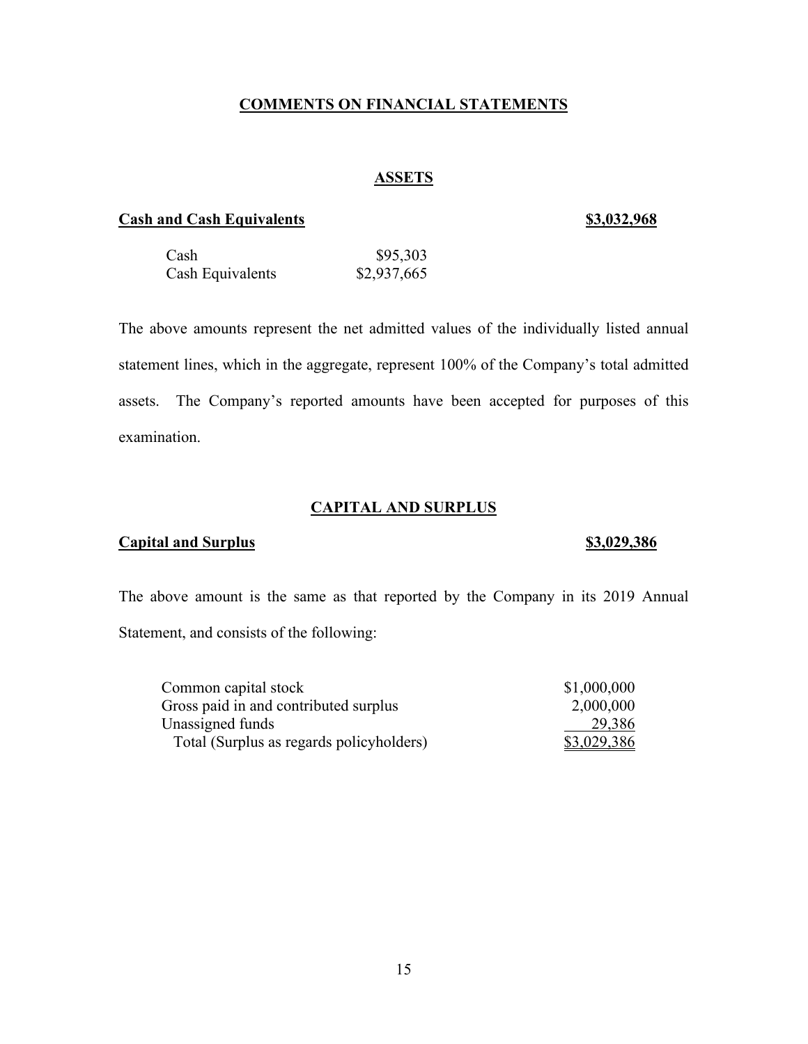## COMMENTS ON FINANCIAL STATEMENTS

### ASSETS

**Cash and Cash Equivalents** **$3,032,968**

| | |
|---|---|
| Cash | $95,303 |
| Cash Equivalents | $2,937,665 |

The above amounts represent the net admitted values of the individually listed annual statement lines, which in the aggregate, represent 100% of the Company's total admitted assets. The Company's reported amounts have been accepted for purposes of this examination.

### CAPITAL AND SURPLUS

**Capital and Surplus** **$3,029,386**

The above amount is the same as that reported by the Company in its 2019 Annual Statement, and consists of the following:

| | |
|---|---|
| Common capital stock | $1,000,000 |
| Gross paid in and contributed surplus | 2,000,000 |
| Unassigned funds | 29,386 |
| Total (Surplus as regards policyholders) | $3,029,386 |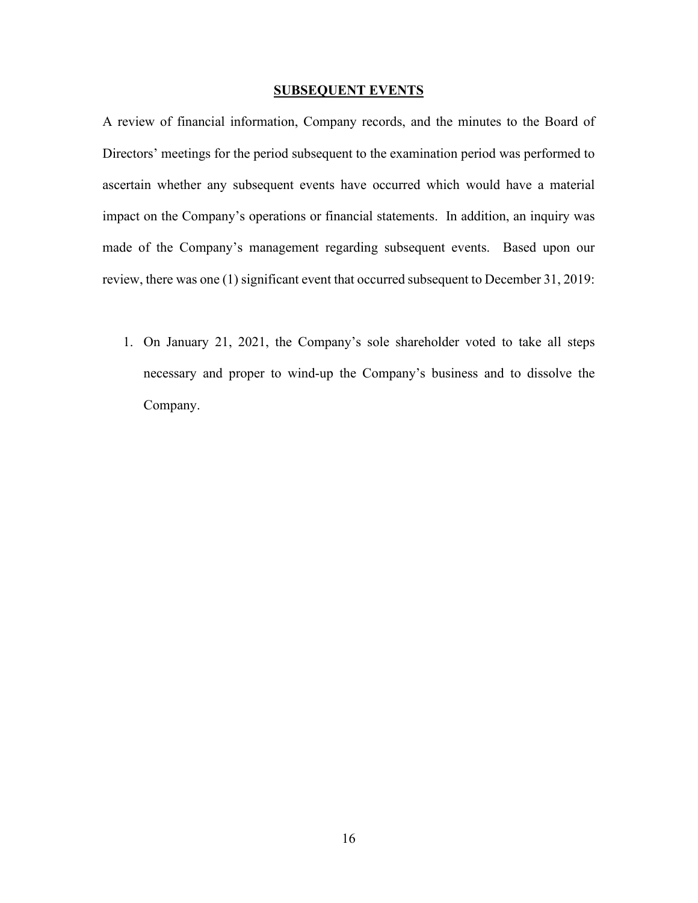## SUBSEQUENT EVENTS

A review of financial information, Company records, and the minutes to the Board of Directors' meetings for the period subsequent to the examination period was performed to ascertain whether any subsequent events have occurred which would have a material impact on the Company's operations or financial statements. In addition, an inquiry was made of the Company's management regarding subsequent events. Based upon our review, there was one (1) significant event that occurred subsequent to December 31, 2019:

1. On January 21, 2021, the Company's sole shareholder voted to take all steps necessary and proper to wind-up the Company's business and to dissolve the Company.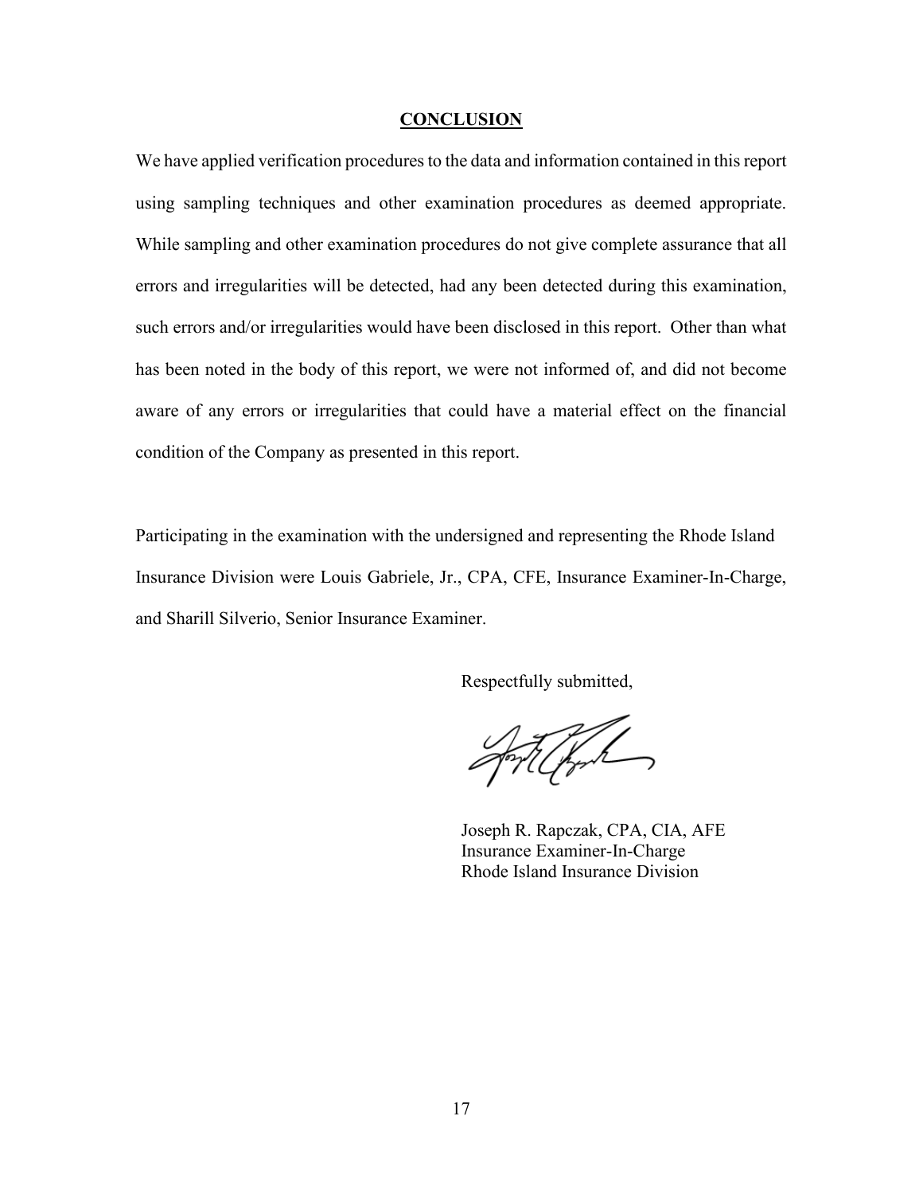## CONCLUSION

We have applied verification procedures to the data and information contained in this report using sampling techniques and other examination procedures as deemed appropriate. While sampling and other examination procedures do not give complete assurance that all errors and irregularities will be detected, had any been detected during this examination, such errors and/or irregularities would have been disclosed in this report. Other than what has been noted in the body of this report, we were not informed of, and did not become aware of any errors or irregularities that could have a material effect on the financial condition of the Company as presented in this report.

Participating in the examination with the undersigned and representing the Rhode Island Insurance Division were Louis Gabriele, Jr., CPA, CFE, Insurance Examiner-In-Charge, and Sharill Silverio, Senior Insurance Examiner.

Respectfully submitted,

Joseph R. Rapczak, CPA, CIA, AFE
Insurance Examiner-In-Charge
Rhode Island Insurance Division